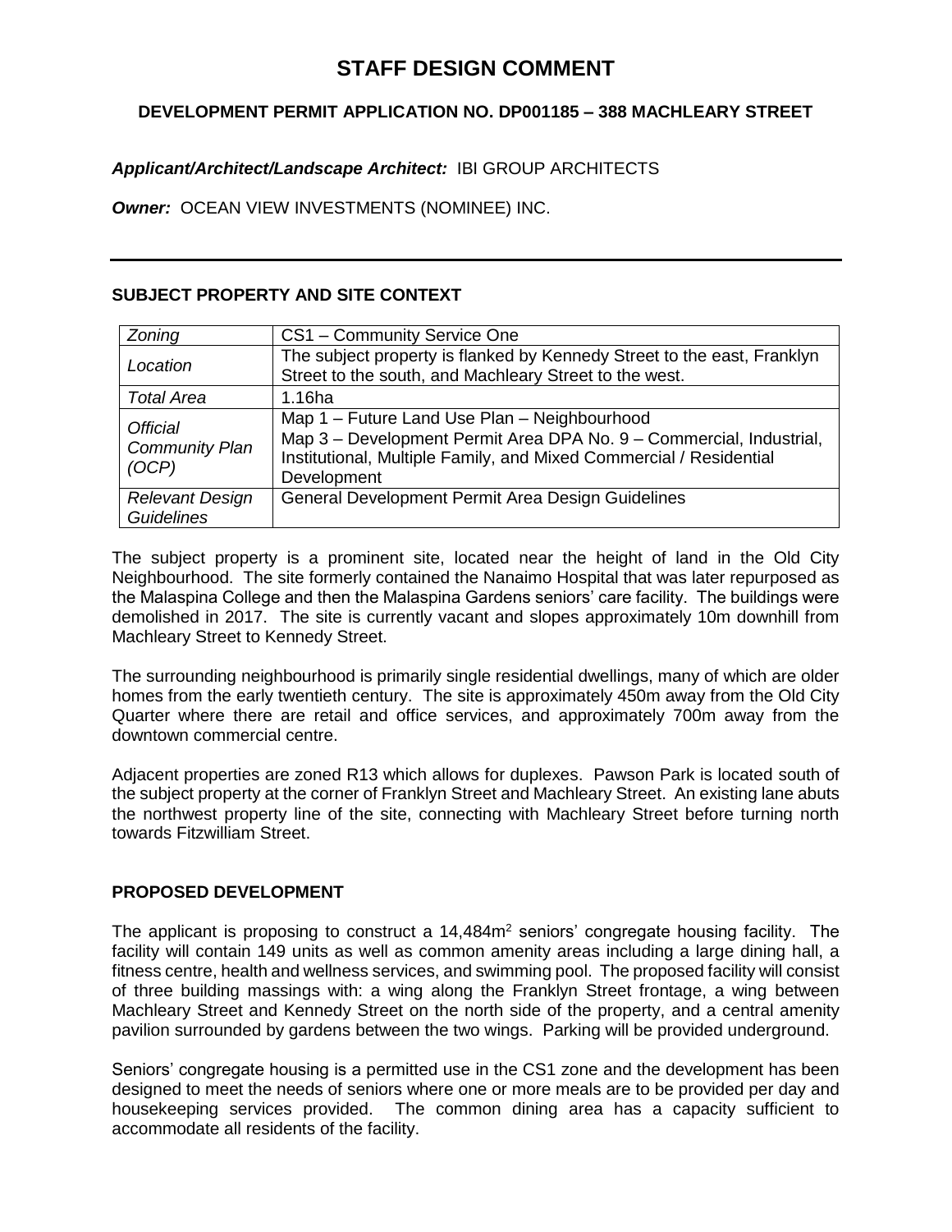# STAFF DESIGN COMMENT

## DEVELOPMENT PERMIT APPLICATION NO. DP001185 – 388 MACHLEARY STREET

***Applicant/Architect/Landscape Architect:*** IBI GROUP ARCHITECTS

***Owner:*** OCEAN VIEW INVESTMENTS (NOMINEE) INC.

---

### SUBJECT PROPERTY AND SITE CONTEXT

| | |
|---|---|
| *Zoning* | CS1 – Community Service One |
| *Location* | The subject property is flanked by Kennedy Street to the east, Franklyn Street to the south, and Machleary Street to the west. |
| *Total Area* | 1.16ha |
| *Official Community Plan (OCP)* | Map 1 – Future Land Use Plan – Neighbourhood<br>Map 3 – Development Permit Area DPA No. 9 – Commercial, Industrial, Institutional, Multiple Family, and Mixed Commercial / Residential Development |
| *Relevant Design Guidelines* | General Development Permit Area Design Guidelines |

The subject property is a prominent site, located near the height of land in the Old City Neighbourhood. The site formerly contained the Nanaimo Hospital that was later repurposed as the Malaspina College and then the Malaspina Gardens seniors' care facility. The buildings were demolished in 2017. The site is currently vacant and slopes approximately 10m downhill from Machleary Street to Kennedy Street.

The surrounding neighbourhood is primarily single residential dwellings, many of which are older homes from the early twentieth century. The site is approximately 450m away from the Old City Quarter where there are retail and office services, and approximately 700m away from the downtown commercial centre.

Adjacent properties are zoned R13 which allows for duplexes. Pawson Park is located south of the subject property at the corner of Franklyn Street and Machleary Street. An existing lane abuts the northwest property line of the site, connecting with Machleary Street before turning north towards Fitzwilliam Street.

### PROPOSED DEVELOPMENT

The applicant is proposing to construct a 14,484m$^2$ seniors' congregate housing facility. The facility will contain 149 units as well as common amenity areas including a large dining hall, a fitness centre, health and wellness services, and swimming pool. The proposed facility will consist of three building massings with: a wing along the Franklyn Street frontage, a wing between Machleary Street and Kennedy Street on the north side of the property, and a central amenity pavilion surrounded by gardens between the two wings. Parking will be provided underground.

Seniors' congregate housing is a permitted use in the CS1 zone and the development has been designed to meet the needs of seniors where one or more meals are to be provided per day and housekeeping services provided. The common dining area has a capacity sufficient to accommodate all residents of the facility.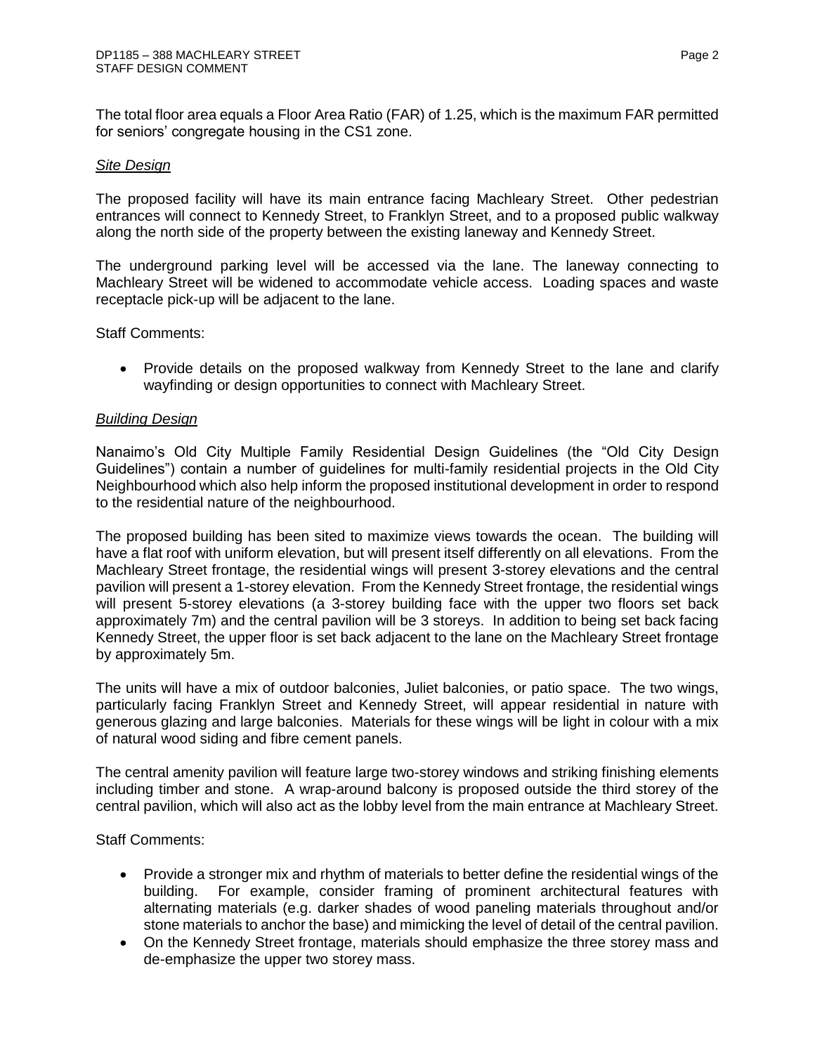The total floor area equals a Floor Area Ratio (FAR) of 1.25, which is the maximum FAR permitted for seniors' congregate housing in the CS1 zone.

*Site Design*

The proposed facility will have its main entrance facing Machleary Street. Other pedestrian entrances will connect to Kennedy Street, to Franklyn Street, and to a proposed public walkway along the north side of the property between the existing laneway and Kennedy Street.

The underground parking level will be accessed via the lane. The laneway connecting to Machleary Street will be widened to accommodate vehicle access. Loading spaces and waste receptacle pick-up will be adjacent to the lane.

Staff Comments:

- Provide details on the proposed walkway from Kennedy Street to the lane and clarify wayfinding or design opportunities to connect with Machleary Street.

*Building Design*

Nanaimo's Old City Multiple Family Residential Design Guidelines (the "Old City Design Guidelines") contain a number of guidelines for multi-family residential projects in the Old City Neighbourhood which also help inform the proposed institutional development in order to respond to the residential nature of the neighbourhood.

The proposed building has been sited to maximize views towards the ocean. The building will have a flat roof with uniform elevation, but will present itself differently on all elevations. From the Machleary Street frontage, the residential wings will present 3-storey elevations and the central pavilion will present a 1-storey elevation. From the Kennedy Street frontage, the residential wings will present 5-storey elevations (a 3-storey building face with the upper two floors set back approximately 7m) and the central pavilion will be 3 storeys. In addition to being set back facing Kennedy Street, the upper floor is set back adjacent to the lane on the Machleary Street frontage by approximately 5m.

The units will have a mix of outdoor balconies, Juliet balconies, or patio space. The two wings, particularly facing Franklyn Street and Kennedy Street, will appear residential in nature with generous glazing and large balconies. Materials for these wings will be light in colour with a mix of natural wood siding and fibre cement panels.

The central amenity pavilion will feature large two-storey windows and striking finishing elements including timber and stone. A wrap-around balcony is proposed outside the third storey of the central pavilion, which will also act as the lobby level from the main entrance at Machleary Street.

Staff Comments:

- Provide a stronger mix and rhythm of materials to better define the residential wings of the building. For example, consider framing of prominent architectural features with alternating materials (e.g. darker shades of wood paneling materials throughout and/or stone materials to anchor the base) and mimicking the level of detail of the central pavilion.
- On the Kennedy Street frontage, materials should emphasize the three storey mass and de-emphasize the upper two storey mass.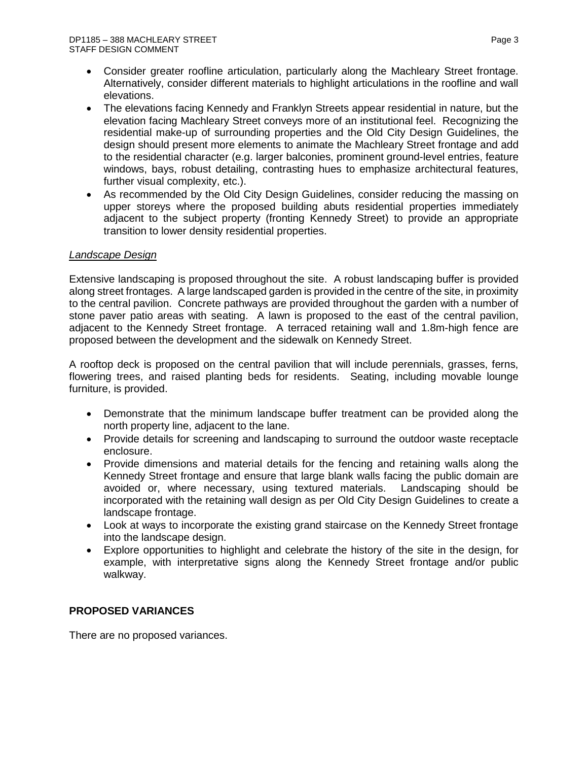- Consider greater roofline articulation, particularly along the Machleary Street frontage. Alternatively, consider different materials to highlight articulations in the roofline and wall elevations.
- The elevations facing Kennedy and Franklyn Streets appear residential in nature, but the elevation facing Machleary Street conveys more of an institutional feel. Recognizing the residential make-up of surrounding properties and the Old City Design Guidelines, the design should present more elements to animate the Machleary Street frontage and add to the residential character (e.g. larger balconies, prominent ground-level entries, feature windows, bays, robust detailing, contrasting hues to emphasize architectural features, further visual complexity, etc.).
- As recommended by the Old City Design Guidelines, consider reducing the massing on upper storeys where the proposed building abuts residential properties immediately adjacent to the subject property (fronting Kennedy Street) to provide an appropriate transition to lower density residential properties.

*Landscape Design*

Extensive landscaping is proposed throughout the site. A robust landscaping buffer is provided along street frontages. A large landscaped garden is provided in the centre of the site, in proximity to the central pavilion. Concrete pathways are provided throughout the garden with a number of stone paver patio areas with seating. A lawn is proposed to the east of the central pavilion, adjacent to the Kennedy Street frontage. A terraced retaining wall and 1.8m-high fence are proposed between the development and the sidewalk on Kennedy Street.

A rooftop deck is proposed on the central pavilion that will include perennials, grasses, ferns, flowering trees, and raised planting beds for residents. Seating, including movable lounge furniture, is provided.

- Demonstrate that the minimum landscape buffer treatment can be provided along the north property line, adjacent to the lane.
- Provide details for screening and landscaping to surround the outdoor waste receptacle enclosure.
- Provide dimensions and material details for the fencing and retaining walls along the Kennedy Street frontage and ensure that large blank walls facing the public domain are avoided or, where necessary, using textured materials. Landscaping should be incorporated with the retaining wall design as per Old City Design Guidelines to create a landscape frontage.
- Look at ways to incorporate the existing grand staircase on the Kennedy Street frontage into the landscape design.
- Explore opportunities to highlight and celebrate the history of the site in the design, for example, with interpretative signs along the Kennedy Street frontage and/or public walkway.

## PROPOSED VARIANCES

There are no proposed variances.